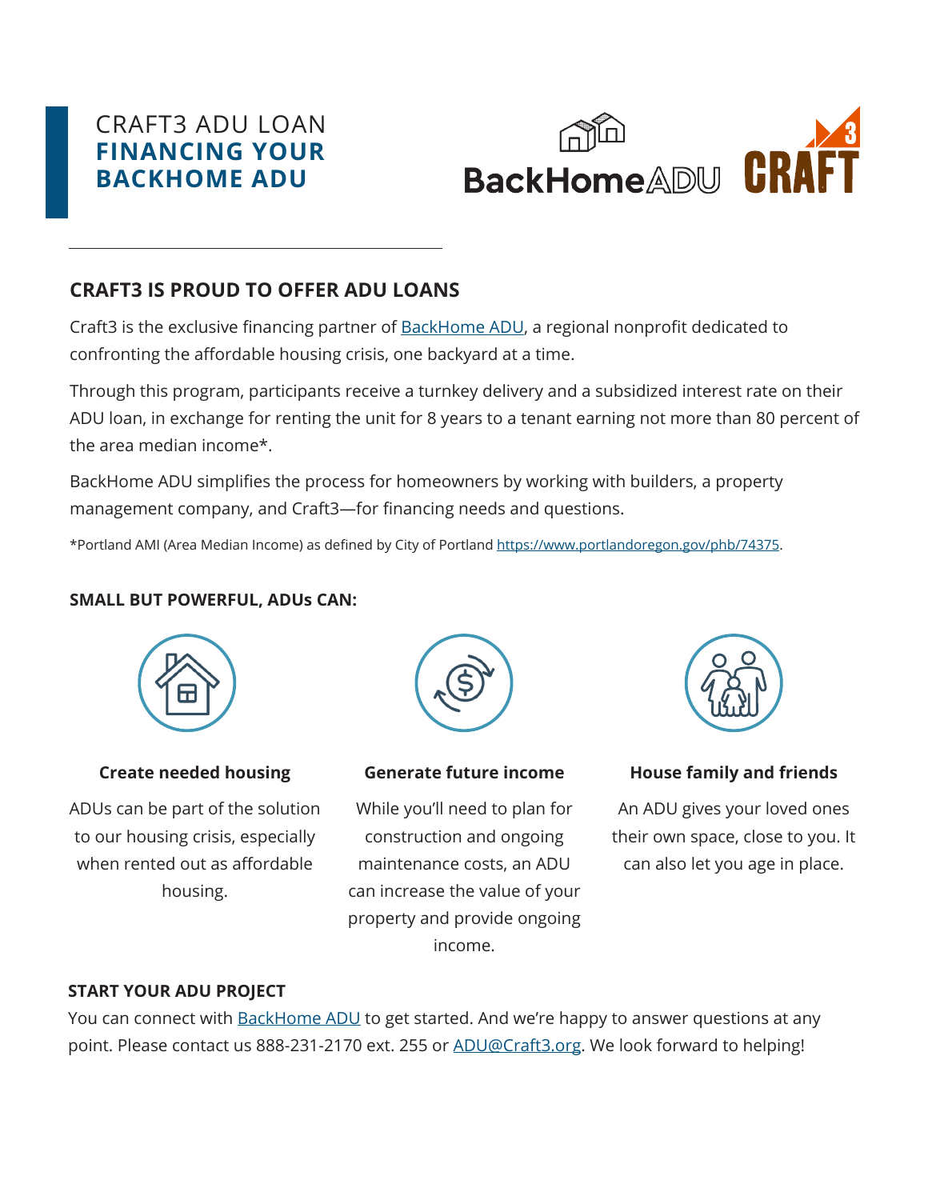# CRAFT3 ADU LOAN
# FINANCING YOUR BACKHOME ADU

## CRAFT3 IS PROUD TO OFFER ADU LOANS

Craft3 is the exclusive financing partner of [BackHome ADU](), a regional nonprofit dedicated to confronting the affordable housing crisis, one backyard at a time.

Through this program, participants receive a turnkey delivery and a subsidized interest rate on their ADU loan, in exchange for renting the unit for 8 years to a tenant earning not more than 80 percent of the area median income*.

BackHome ADU simplifies the process for homeowners by working with builders, a property management company, and Craft3—for financing needs and questions.

*Portland AMI (Area Median Income) as defined by City of Portland https://www.portlandoregon.gov/phb/74375.

### SMALL BUT POWERFUL, ADUs CAN:

**Create needed housing**

ADUs can be part of the solution to our housing crisis, especially when rented out as affordable housing.

**Generate future income**

While you'll need to plan for construction and ongoing maintenance costs, an ADU can increase the value of your property and provide ongoing income.

**House family and friends**

An ADU gives your loved ones their own space, close to you. It can also let you age in place.

### START YOUR ADU PROJECT

You can connect with BackHome ADU to get started. And we're happy to answer questions at any point. Please contact us 888-231-2170 ext. 255 or ADU@Craft3.org. We look forward to helping!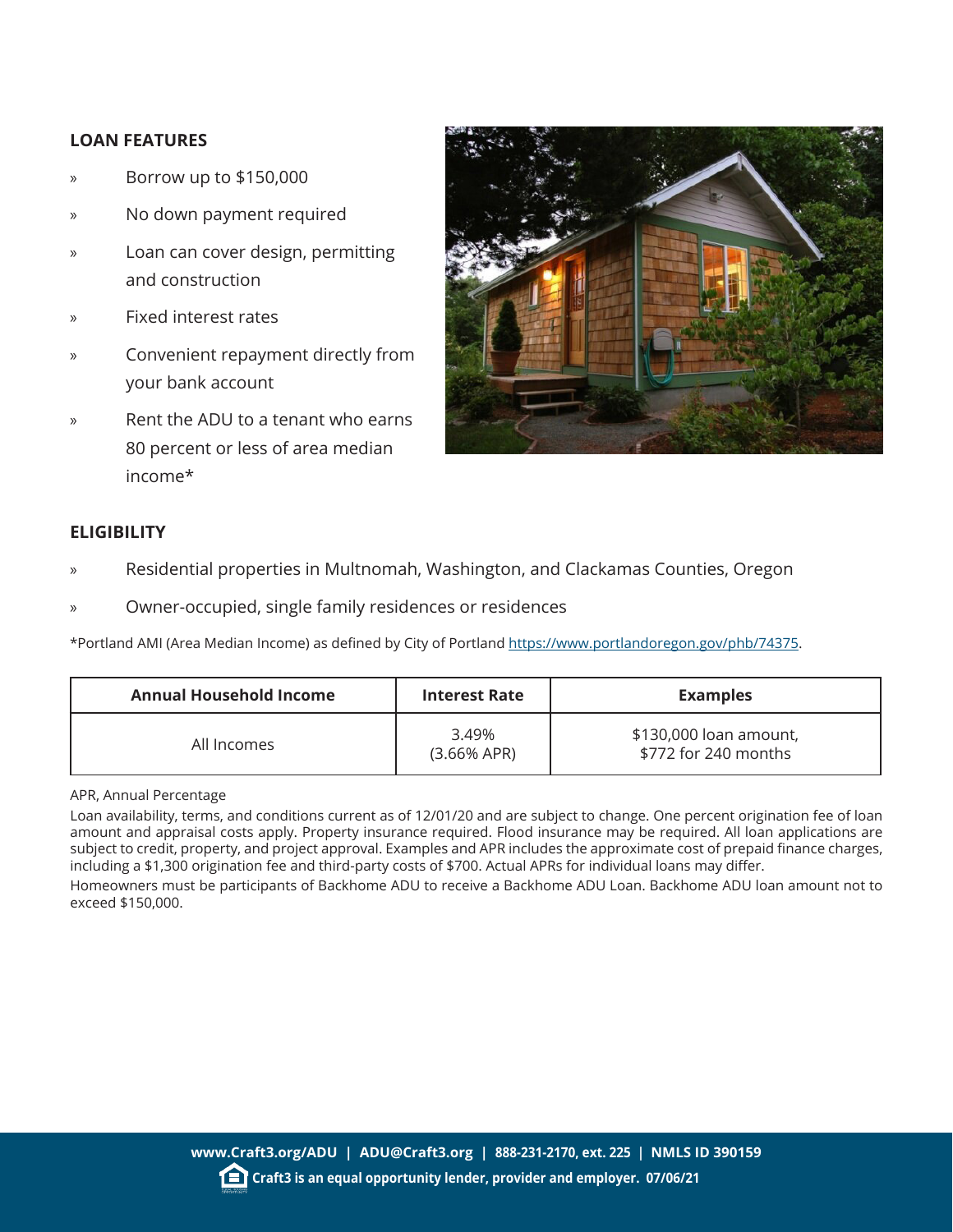## LOAN FEATURES

- Borrow up to $150,000
- No down payment required
- Loan can cover design, permitting and construction
- Fixed interest rates
- Convenient repayment directly from your bank account
- Rent the ADU to a tenant who earns 80 percent or less of area median income*

## ELIGIBILITY

- Residential properties in Multnomah, Washington, and Clackamas Counties, Oregon
- Owner-occupied, single family residences or residences

*Portland AMI (Area Median Income) as defined by City of Portland https://www.portlandoregon.gov/phb/74375.

| Annual Household Income | Interest Rate | Examples |
|---|---|---|
| All Incomes | 3.49% (3.66% APR) | $130,000 loan amount, $772 for 240 months |

APR, Annual Percentage

Loan availability, terms, and conditions current as of 12/01/20 and are subject to change. One percent origination fee of loan amount and appraisal costs apply. Property insurance required. Flood insurance may be required. All loan applications are subject to credit, property, and project approval. Examples and APR includes the approximate cost of prepaid finance charges, including a $1,300 origination fee and third-party costs of $700. Actual APRs for individual loans may differ.

Homeowners must be participants of Backhome ADU to receive a Backhome ADU Loan. Backhome ADU loan amount not to exceed $150,000.

**www.Craft3.org/ADU | ADU@Craft3.org | 888-231-2170, ext. 225 | NMLS ID 390159**

**Craft3 is an equal opportunity lender, provider and employer. 07/06/21**